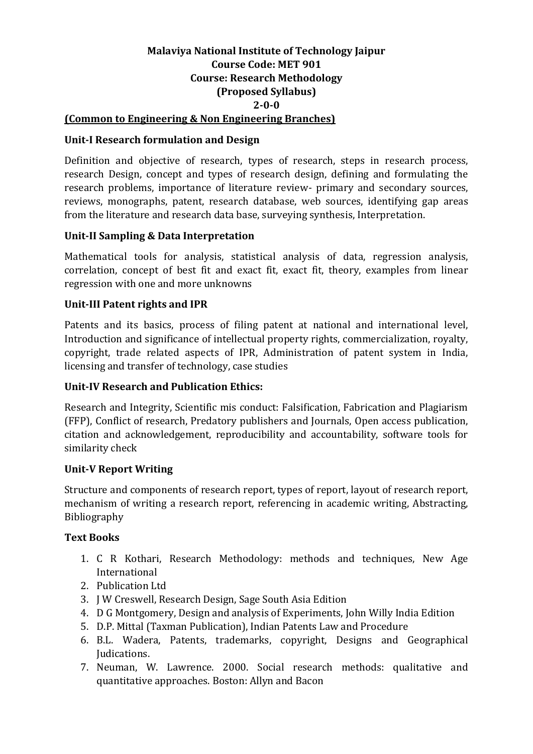**Malaviya National Institute of Technology Jaipur**
**Course Code: MET 901**
**Course: Research Methodology**
**(Proposed Syllabus)**
**2-0-0**

**(Common to Engineering & Non Engineering Branches)**

### Unit-I Research formulation and Design

Definition and objective of research, types of research, steps in research process, research Design, concept and types of research design, defining and formulating the research problems, importance of literature review- primary and secondary sources, reviews, monographs, patent, research database, web sources, identifying gap areas from the literature and research data base, surveying synthesis, Interpretation.

### Unit-II Sampling & Data Interpretation

Mathematical tools for analysis, statistical analysis of data, regression analysis, correlation, concept of best fit and exact fit, exact fit, theory, examples from linear regression with one and more unknowns

### Unit-III Patent rights and IPR

Patents and its basics, process of filing patent at national and international level, Introduction and significance of intellectual property rights, commercialization, royalty, copyright, trade related aspects of IPR, Administration of patent system in India, licensing and transfer of technology, case studies

### Unit-IV Research and Publication Ethics:

Research and Integrity, Scientific mis conduct: Falsification, Fabrication and Plagiarism (FFP), Conflict of research, Predatory publishers and Journals, Open access publication, citation and acknowledgement, reproducibility and accountability, software tools for similarity check

### Unit-V Report Writing

Structure and components of research report, types of report, layout of research report, mechanism of writing a research report, referencing in academic writing, Abstracting, Bibliography

### Text Books

1. C R Kothari, Research Methodology: methods and techniques, New Age International
2. Publication Ltd
3. J W Creswell, Research Design, Sage South Asia Edition
4. D G Montgomery, Design and analysis of Experiments, John Willy India Edition
5. D.P. Mittal (Taxman Publication), Indian Patents Law and Procedure
6. B.L. Wadera, Patents, trademarks, copyright, Designs and Geographical Judications.
7. Neuman, W. Lawrence. 2000. Social research methods: qualitative and quantitative approaches. Boston: Allyn and Bacon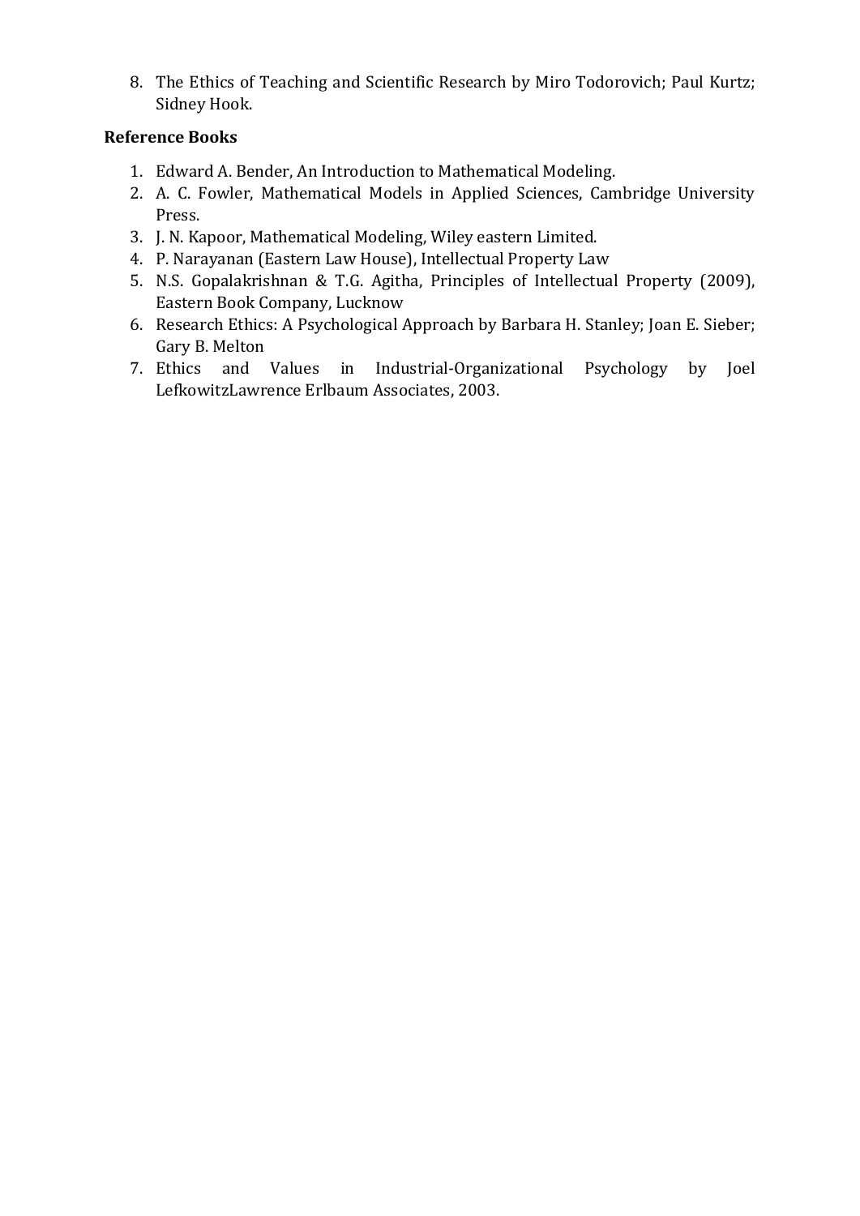8. The Ethics of Teaching and Scientific Research by Miro Todorovich; Paul Kurtz; Sidney Hook.

**Reference Books**

1. Edward A. Bender, An Introduction to Mathematical Modeling.
2. A. C. Fowler, Mathematical Models in Applied Sciences, Cambridge University Press.
3. J. N. Kapoor, Mathematical Modeling, Wiley eastern Limited.
4. P. Narayanan (Eastern Law House), Intellectual Property Law
5. N.S. Gopalakrishnan & T.G. Agitha, Principles of Intellectual Property (2009), Eastern Book Company, Lucknow
6. Research Ethics: A Psychological Approach by Barbara H. Stanley; Joan E. Sieber; Gary B. Melton
7. Ethics and Values in Industrial-Organizational Psychology by Joel LefkowitzLawrence Erlbaum Associates, 2003.